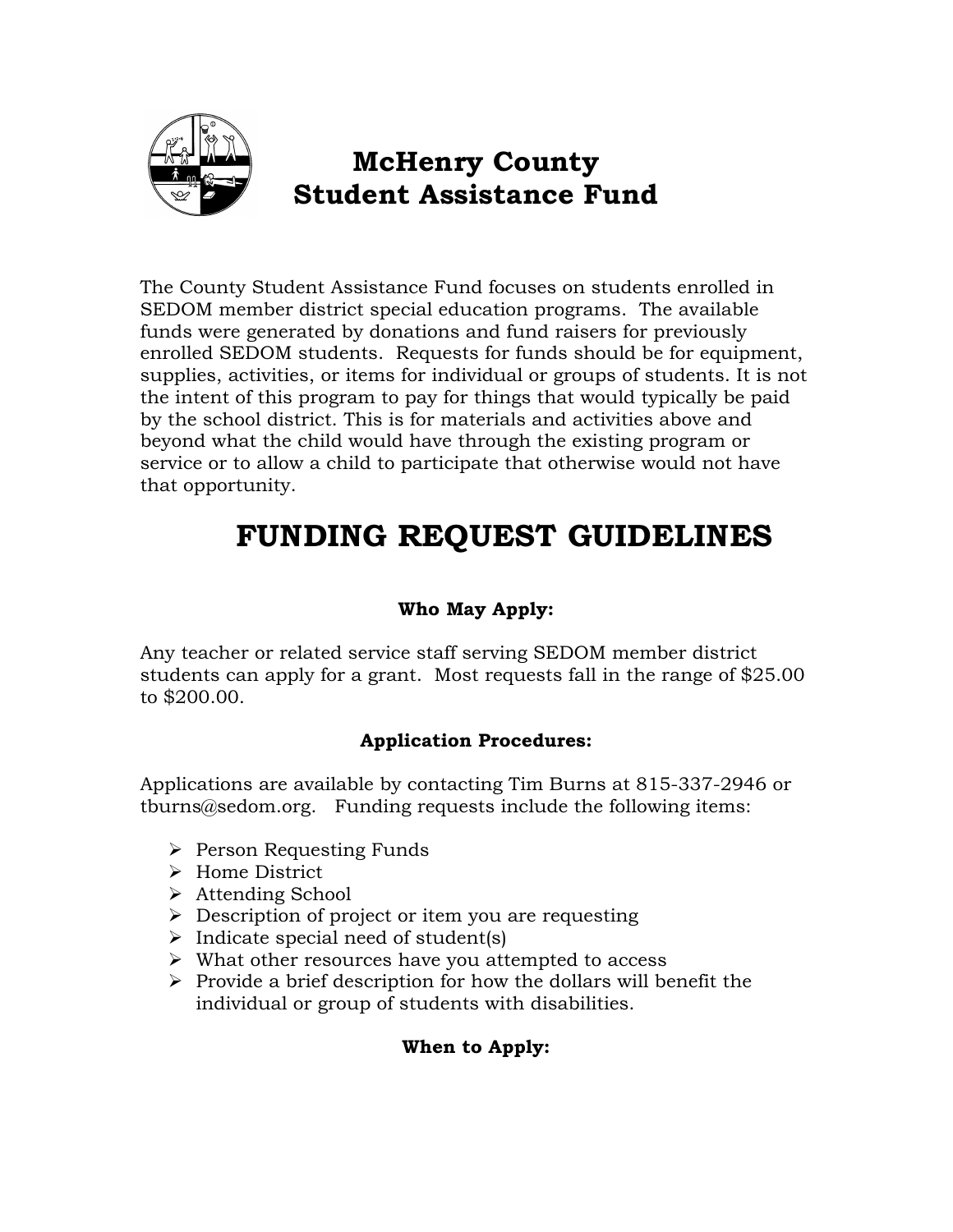# McHenry County
# Student Assistance Fund

The County Student Assistance Fund focuses on students enrolled in SEDOM member district special education programs. The available funds were generated by donations and fund raisers for previously enrolled SEDOM students. Requests for funds should be for equipment, supplies, activities, or items for individual or groups of students. It is not the intent of this program to pay for things that would typically be paid by the school district. This is for materials and activities above and beyond what the child would have through the existing program or service or to allow a child to participate that otherwise would not have that opportunity.

## FUNDING REQUEST GUIDELINES

### Who May Apply:

Any teacher or related service staff serving SEDOM member district students can apply for a grant. Most requests fall in the range of $25.00 to $200.00.

### Application Procedures:

Applications are available by contacting Tim Burns at 815-337-2946 or tburns@sedom.org. Funding requests include the following items:

- Person Requesting Funds
- Home District
- Attending School
- Description of project or item you are requesting
- Indicate special need of student(s)
- What other resources have you attempted to access
- Provide a brief description for how the dollars will benefit the individual or group of students with disabilities.

### When to Apply: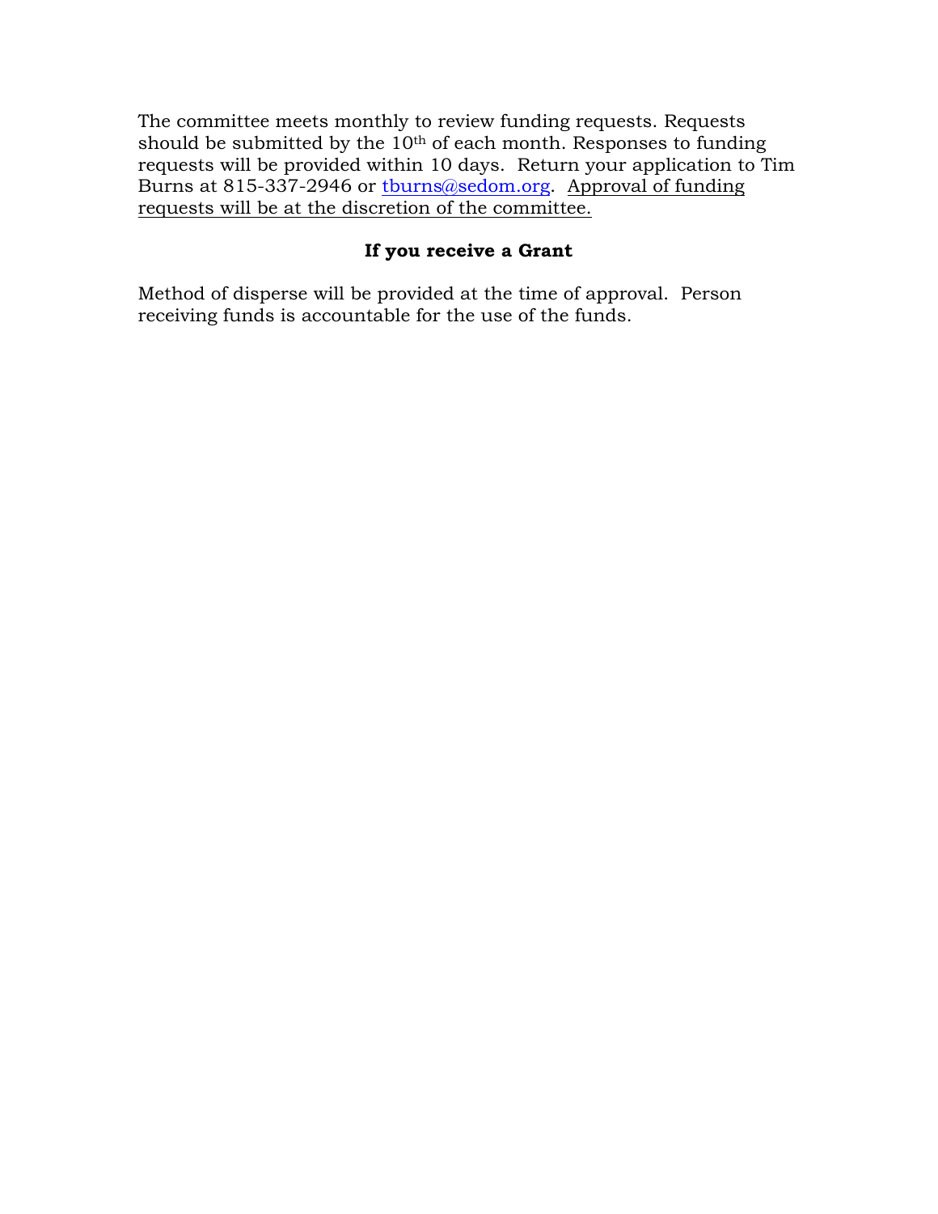The committee meets monthly to review funding requests. Requests should be submitted by the 10th of each month. Responses to funding requests will be provided within 10 days. Return your application to Tim Burns at 815-337-2946 or [tburns@sedom.org](mailto:tburns@sedom.org). Approval of funding requests will be at the discretion of the committee.

**If you receive a Grant**

Method of disperse will be provided at the time of approval. Person receiving funds is accountable for the use of the funds.